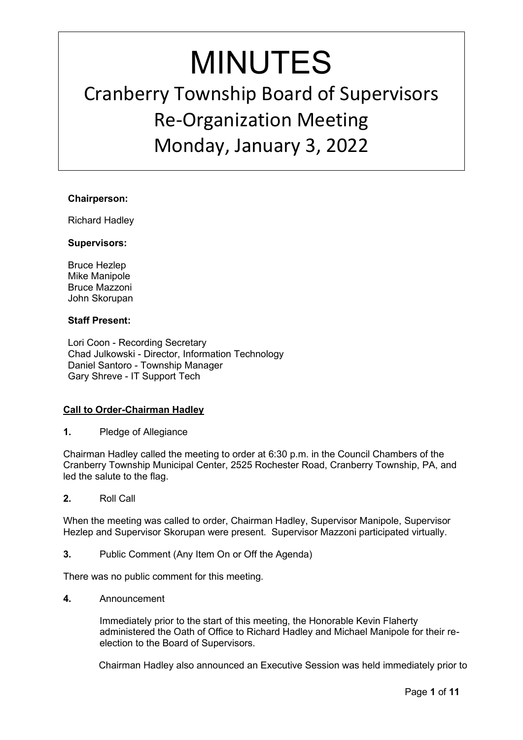# MINUTES

## Cranberry Township Board of Supervisors

## Re-Organization Meeting

## Monday, January 3, 2022

**Chairperson:**

Richard Hadley

**Supervisors:**

Bruce Hezlep
Mike Manipole
Bruce Mazzoni
John Skorupan

**Staff Present:**

Lori Coon - Recording Secretary
Chad Julkowski - Director, Information Technology
Daniel Santoro - Township Manager
Gary Shreve - IT Support Tech

**Call to Order-Chairman Hadley**

**1.** Pledge of Allegiance

Chairman Hadley called the meeting to order at 6:30 p.m. in the Council Chambers of the Cranberry Township Municipal Center, 2525 Rochester Road, Cranberry Township, PA, and led the salute to the flag.

**2.** Roll Call

When the meeting was called to order, Chairman Hadley, Supervisor Manipole, Supervisor Hezlep and Supervisor Skorupan were present. Supervisor Mazzoni participated virtually.

**3.** Public Comment (Any Item On or Off the Agenda)

There was no public comment for this meeting.

**4.** Announcement

Immediately prior to the start of this meeting, the Honorable Kevin Flaherty administered the Oath of Office to Richard Hadley and Michael Manipole for their re-election to the Board of Supervisors.

Chairman Hadley also announced an Executive Session was held immediately prior to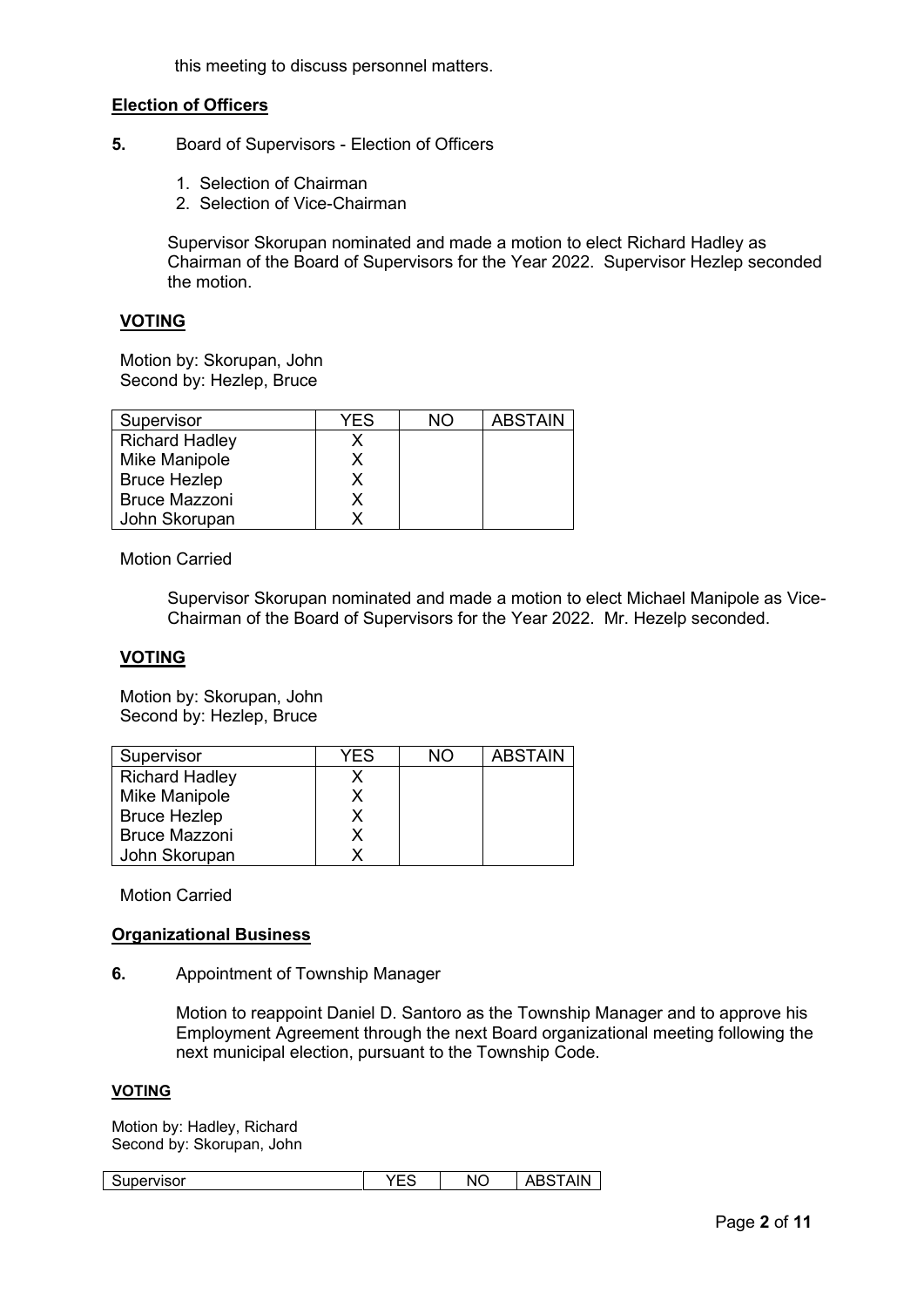this meeting to discuss personnel matters.

**Election of Officers**

**5.** Board of Supervisors - Election of Officers

1. Selection of Chairman
2. Selection of Vice-Chairman

Supervisor Skorupan nominated and made a motion to elect Richard Hadley as Chairman of the Board of Supervisors for the Year 2022. Supervisor Hezlep seconded the motion.

**VOTING**

Motion by: Skorupan, John
Second by: Hezlep, Bruce

| Supervisor | YES | NO | ABSTAIN |
|---|---|---|---|
| Richard Hadley | X | | |
| Mike Manipole | X | | |
| Bruce Hezlep | X | | |
| Bruce Mazzoni | X | | |
| John Skorupan | X | | |

Motion Carried

Supervisor Skorupan nominated and made a motion to elect Michael Manipole as Vice-Chairman of the Board of Supervisors for the Year 2022. Mr. Hezelp seconded.

**VOTING**

Motion by: Skorupan, John
Second by: Hezlep, Bruce

| Supervisor | YES | NO | ABSTAIN |
|---|---|---|---|
| Richard Hadley | X | | |
| Mike Manipole | X | | |
| Bruce Hezlep | X | | |
| Bruce Mazzoni | X | | |
| John Skorupan | X | | |

Motion Carried

**Organizational Business**

**6.** Appointment of Township Manager

Motion to reappoint Daniel D. Santoro as the Township Manager and to approve his Employment Agreement through the next Board organizational meeting following the next municipal election, pursuant to the Township Code.

**VOTING**

Motion by: Hadley, Richard
Second by: Skorupan, John

| Supervisor | YES | NO | ABSTAIN |
|---|---|---|---|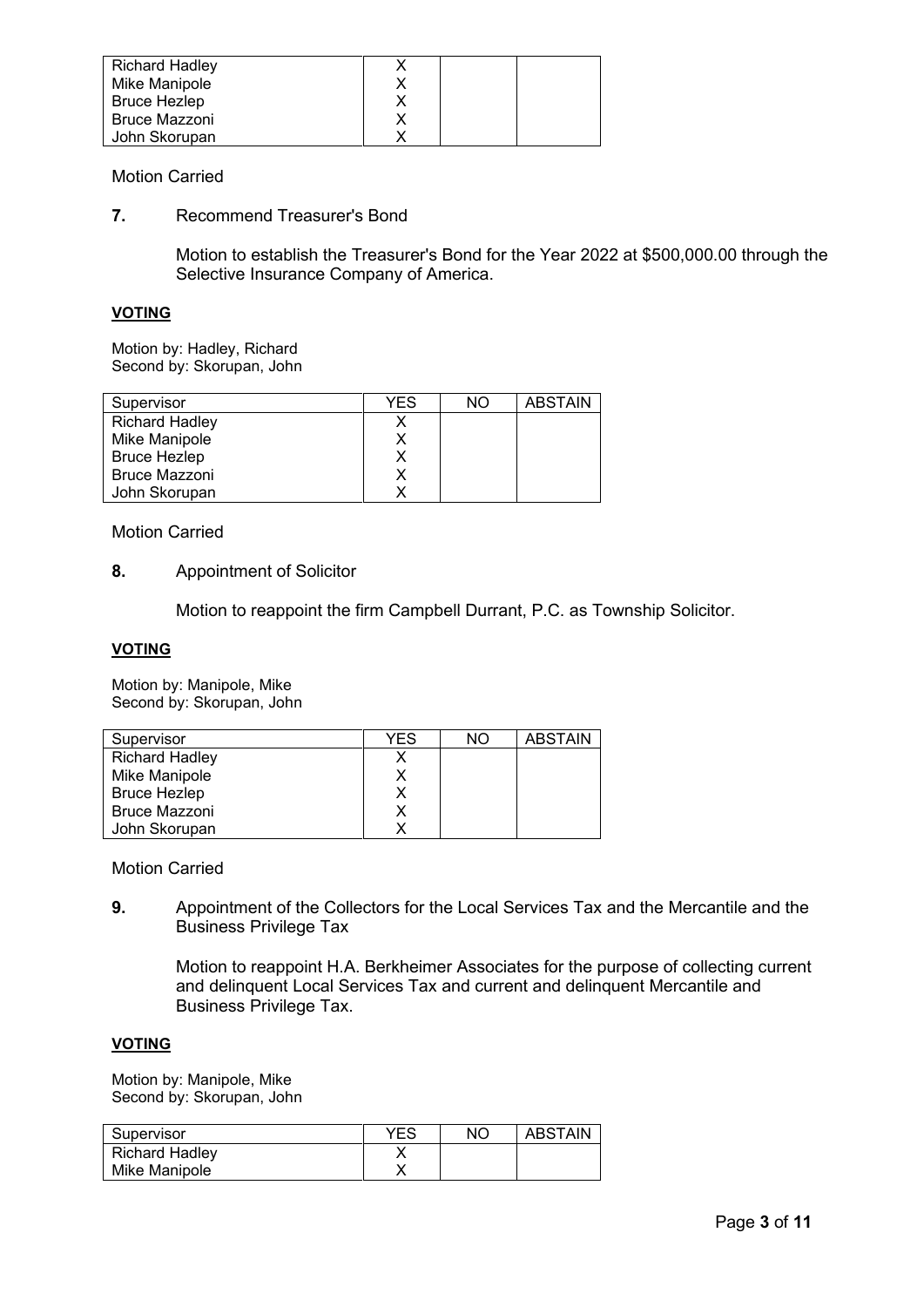| | | | |
|---|---|---|---|
| Richard Hadley | X | | |
| Mike Manipole | X | | |
| Bruce Hezlep | X | | |
| Bruce Mazzoni | X | | |
| John Skorupan | X | | |

Motion Carried

**7.** Recommend Treasurer's Bond

Motion to establish the Treasurer's Bond for the Year 2022 at $500,000.00 through the Selective Insurance Company of America.

**VOTING**

Motion by: Hadley, Richard
Second by: Skorupan, John

| Supervisor | YES | NO | ABSTAIN |
|---|---|---|---|
| Richard Hadley | X | | |
| Mike Manipole | X | | |
| Bruce Hezlep | X | | |
| Bruce Mazzoni | X | | |
| John Skorupan | X | | |

Motion Carried

**8.** Appointment of Solicitor

Motion to reappoint the firm Campbell Durrant, P.C. as Township Solicitor.

**VOTING**

Motion by: Manipole, Mike
Second by: Skorupan, John

| Supervisor | YES | NO | ABSTAIN |
|---|---|---|---|
| Richard Hadley | X | | |
| Mike Manipole | X | | |
| Bruce Hezlep | X | | |
| Bruce Mazzoni | X | | |
| John Skorupan | X | | |

Motion Carried

**9.** Appointment of the Collectors for the Local Services Tax and the Mercantile and the Business Privilege Tax

Motion to reappoint H.A. Berkheimer Associates for the purpose of collecting current and delinquent Local Services Tax and current and delinquent Mercantile and Business Privilege Tax.

**VOTING**

Motion by: Manipole, Mike
Second by: Skorupan, John

| Supervisor | YES | NO | ABSTAIN |
|---|---|---|---|
| Richard Hadley | X | | |
| Mike Manipole | X | | |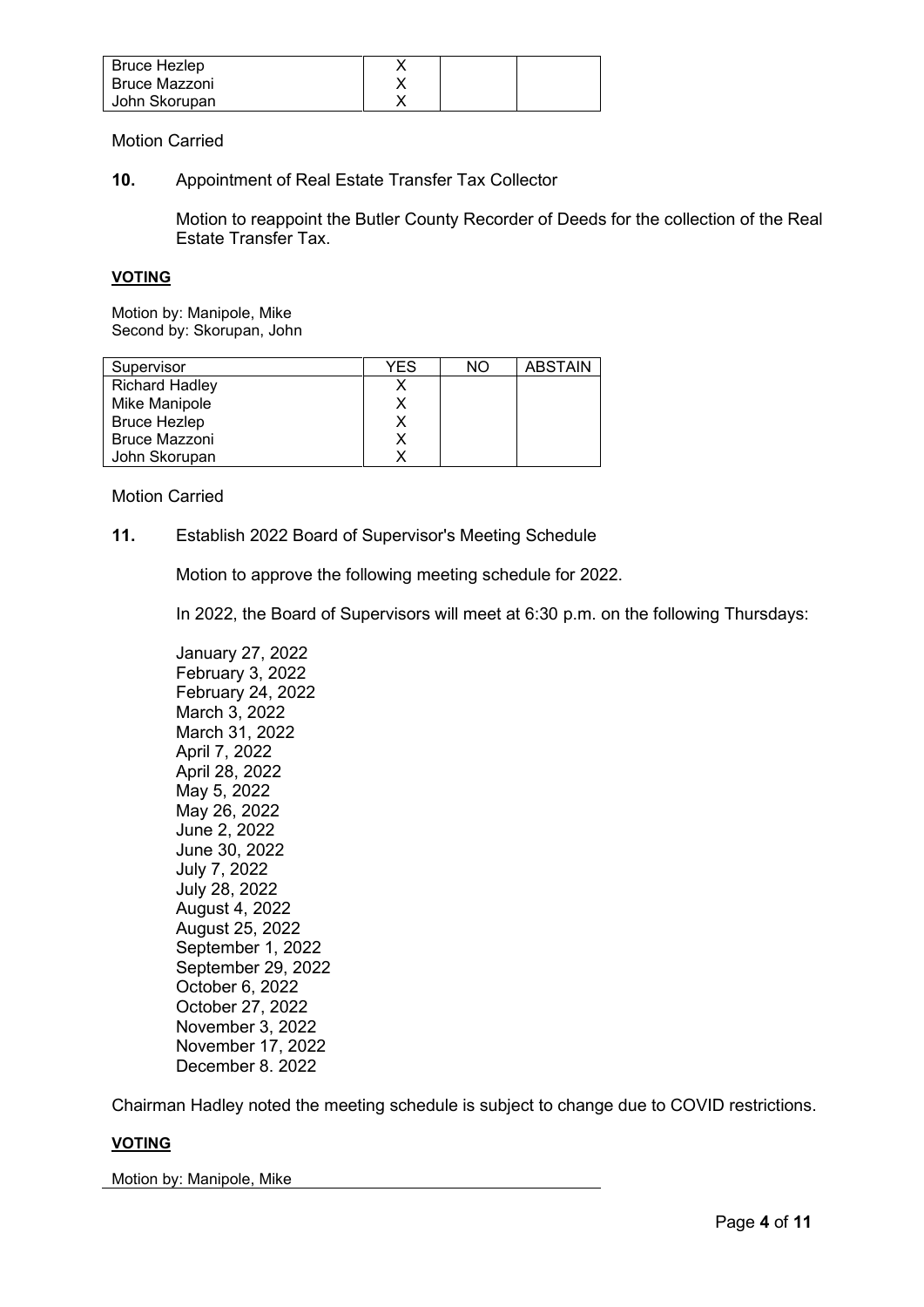| Bruce Hezlep | X | | |
|---|---|---|---|
| Bruce Mazzoni | X | | |
| John Skorupan | X | | |

Motion Carried

**10.** Appointment of Real Estate Transfer Tax Collector

Motion to reappoint the Butler County Recorder of Deeds for the collection of the Real Estate Transfer Tax.

**VOTING**

Motion by: Manipole, Mike
Second by: Skorupan, John

| Supervisor | YES | NO | ABSTAIN |
|---|---|---|---|
| Richard Hadley | X | | |
| Mike Manipole | X | | |
| Bruce Hezlep | X | | |
| Bruce Mazzoni | X | | |
| John Skorupan | X | | |

Motion Carried

**11.** Establish 2022 Board of Supervisor's Meeting Schedule

Motion to approve the following meeting schedule for 2022.

In 2022, the Board of Supervisors will meet at 6:30 p.m. on the following Thursdays:

January 27, 2022
February 3, 2022
February 24, 2022
March 3, 2022
March 31, 2022
April 7, 2022
April 28, 2022
May 5, 2022
May 26, 2022
June 2, 2022
June 30, 2022
July 7, 2022
July 28, 2022
August 4, 2022
August 25, 2022
September 1, 2022
September 29, 2022
October 6, 2022
October 27, 2022
November 3, 2022
November 17, 2022
December 8. 2022

Chairman Hadley noted the meeting schedule is subject to change due to COVID restrictions.

**VOTING**

Motion by: Manipole, Mike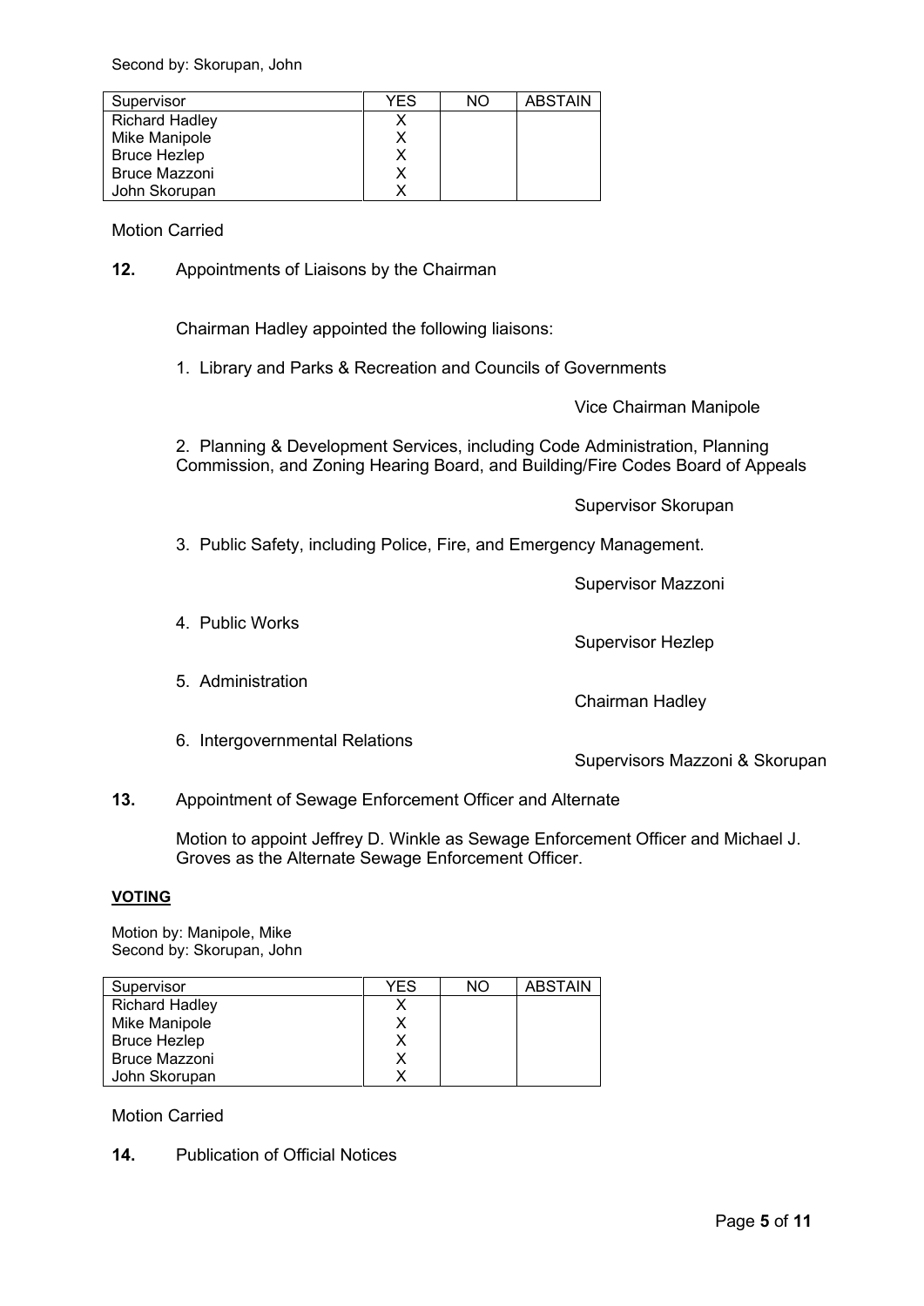Second by: Skorupan, John

| Supervisor | YES | NO | ABSTAIN |
| --- | --- | --- | --- |
| Richard Hadley | X | | |
| Mike Manipole | X | | |
| Bruce Hezlep | X | | |
| Bruce Mazzoni | X | | |
| John Skorupan | X | | |

Motion Carried

**12.** Appointments of Liaisons by the Chairman

Chairman Hadley appointed the following liaisons:

1. Library and Parks & Recreation and Councils of Governments

    Vice Chairman Manipole

2. Planning & Development Services, including Code Administration, Planning Commission, and Zoning Hearing Board, and Building/Fire Codes Board of Appeals

    Supervisor Skorupan

3. Public Safety, including Police, Fire, and Emergency Management.

    Supervisor Mazzoni

4. Public Works

    Supervisor Hezlep

5. Administration

    Chairman Hadley

6. Intergovernmental Relations

    Supervisors Mazzoni & Skorupan

**13.** Appointment of Sewage Enforcement Officer and Alternate

Motion to appoint Jeffrey D. Winkle as Sewage Enforcement Officer and Michael J. Groves as the Alternate Sewage Enforcement Officer.

**VOTING**

Motion by: Manipole, Mike
Second by: Skorupan, John

| Supervisor | YES | NO | ABSTAIN |
| --- | --- | --- | --- |
| Richard Hadley | X | | |
| Mike Manipole | X | | |
| Bruce Hezlep | X | | |
| Bruce Mazzoni | X | | |
| John Skorupan | X | | |

Motion Carried

**14.** Publication of Official Notices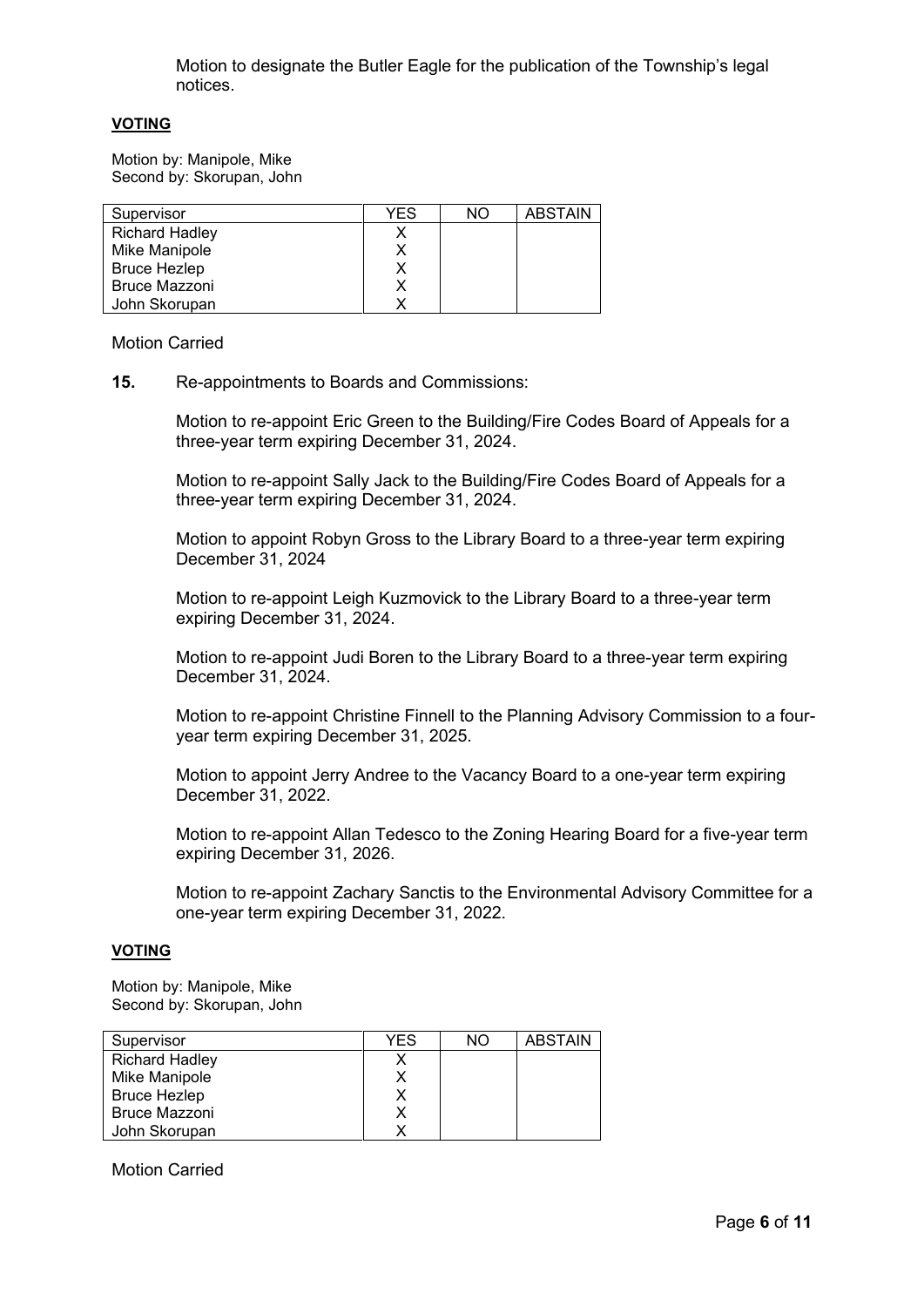Motion to designate the Butler Eagle for the publication of the Township's legal notices.

**VOTING**

Motion by: Manipole, Mike
Second by: Skorupan, John

| Supervisor | YES | NO | ABSTAIN |
|---|---|---|---|
| Richard Hadley | X | | |
| Mike Manipole | X | | |
| Bruce Hezlep | X | | |
| Bruce Mazzoni | X | | |
| John Skorupan | X | | |

Motion Carried

**15.** Re-appointments to Boards and Commissions:

Motion to re-appoint Eric Green to the Building/Fire Codes Board of Appeals for a three-year term expiring December 31, 2024.

Motion to re-appoint Sally Jack to the Building/Fire Codes Board of Appeals for a three-year term expiring December 31, 2024.

Motion to appoint Robyn Gross to the Library Board to a three-year term expiring December 31, 2024

Motion to re-appoint Leigh Kuzmovick to the Library Board to a three-year term expiring December 31, 2024.

Motion to re-appoint Judi Boren to the Library Board to a three-year term expiring December 31, 2024.

Motion to re-appoint Christine Finnell to the Planning Advisory Commission to a four-year term expiring December 31, 2025.

Motion to appoint Jerry Andree to the Vacancy Board to a one-year term expiring December 31, 2022.

Motion to re-appoint Allan Tedesco to the Zoning Hearing Board for a five-year term expiring December 31, 2026.

Motion to re-appoint Zachary Sanctis to the Environmental Advisory Committee for a one-year term expiring December 31, 2022.

**VOTING**

Motion by: Manipole, Mike
Second by: Skorupan, John

| Supervisor | YES | NO | ABSTAIN |
|---|---|---|---|
| Richard Hadley | X | | |
| Mike Manipole | X | | |
| Bruce Hezlep | X | | |
| Bruce Mazzoni | X | | |
| John Skorupan | X | | |

Motion Carried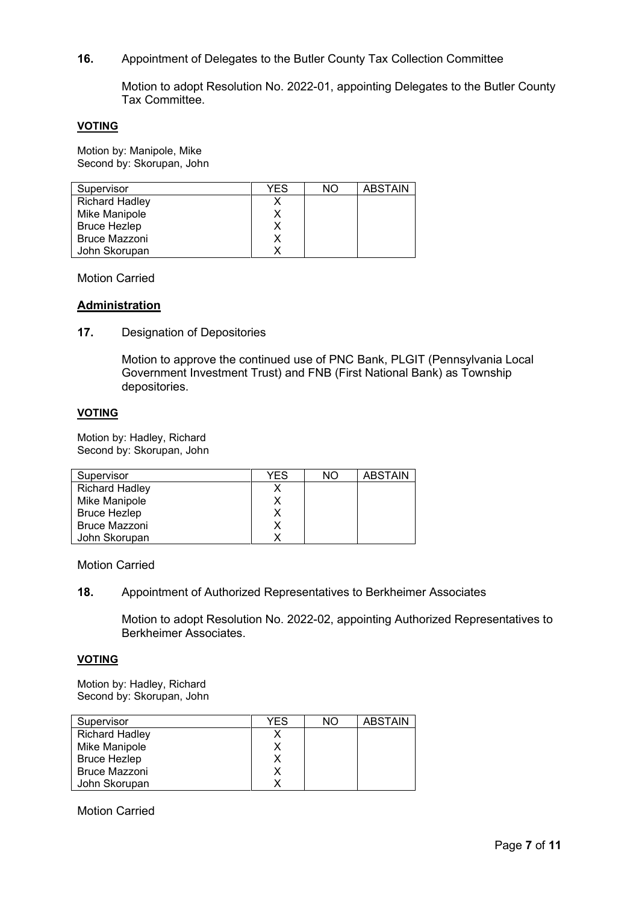**16.** Appointment of Delegates to the Butler County Tax Collection Committee

Motion to adopt Resolution No. 2022-01, appointing Delegates to the Butler County Tax Committee.

**VOTING**

Motion by: Manipole, Mike
Second by: Skorupan, John

| Supervisor | YES | NO | ABSTAIN |
|---|---|---|---|
| Richard Hadley | X | | |
| Mike Manipole | X | | |
| Bruce Hezlep | X | | |
| Bruce Mazzoni | X | | |
| John Skorupan | X | | |

Motion Carried

## Administration

**17.** Designation of Depositories

Motion to approve the continued use of PNC Bank, PLGIT (Pennsylvania Local Government Investment Trust) and FNB (First National Bank) as Township depositories.

**VOTING**

Motion by: Hadley, Richard
Second by: Skorupan, John

| Supervisor | YES | NO | ABSTAIN |
|---|---|---|---|
| Richard Hadley | X | | |
| Mike Manipole | X | | |
| Bruce Hezlep | X | | |
| Bruce Mazzoni | X | | |
| John Skorupan | X | | |

Motion Carried

**18.** Appointment of Authorized Representatives to Berkheimer Associates

Motion to adopt Resolution No. 2022-02, appointing Authorized Representatives to Berkheimer Associates.

**VOTING**

Motion by: Hadley, Richard
Second by: Skorupan, John

| Supervisor | YES | NO | ABSTAIN |
|---|---|---|---|
| Richard Hadley | X | | |
| Mike Manipole | X | | |
| Bruce Hezlep | X | | |
| Bruce Mazzoni | X | | |
| John Skorupan | X | | |

Motion Carried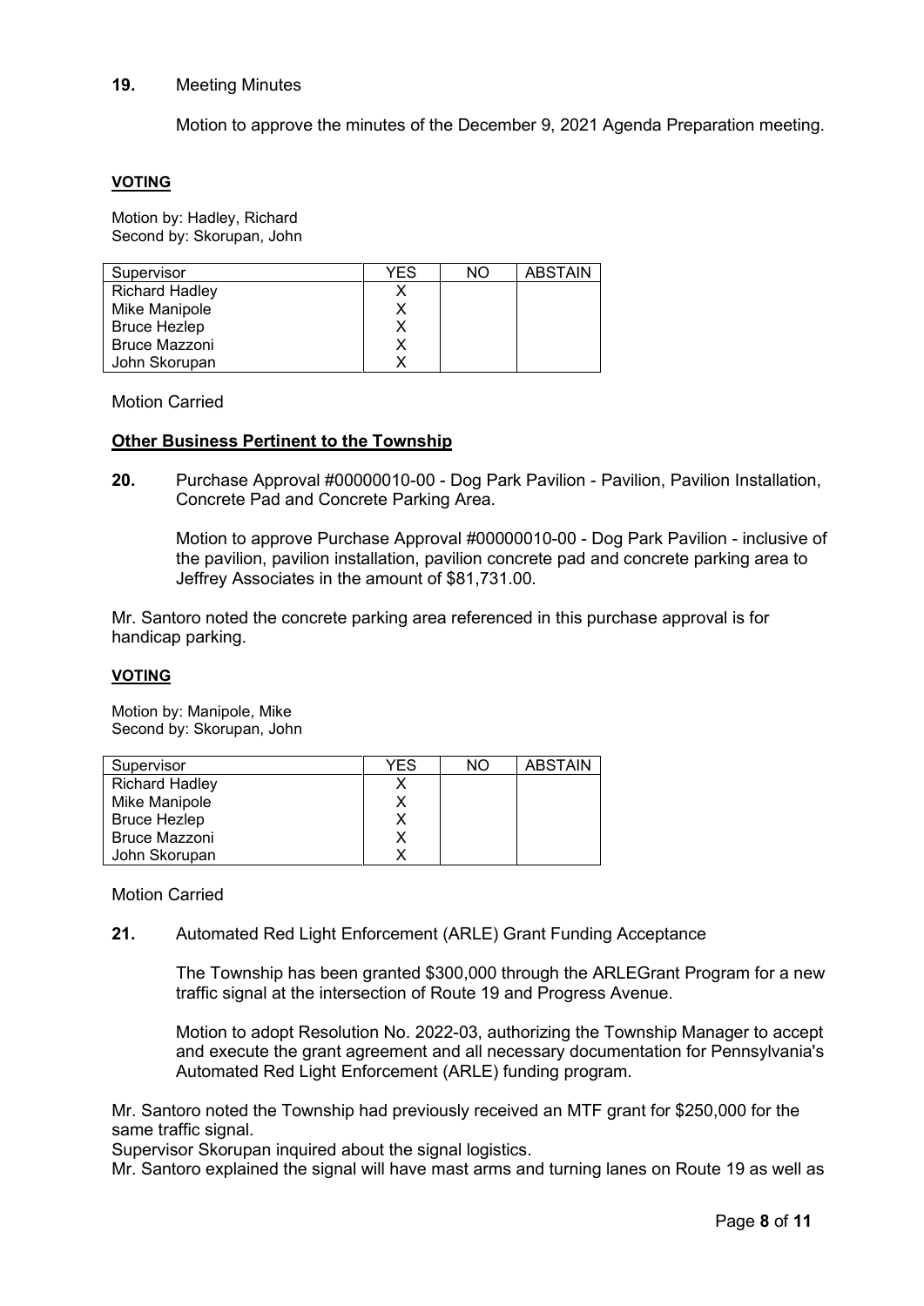**19.** Meeting Minutes

Motion to approve the minutes of the December 9, 2021 Agenda Preparation meeting.

**VOTING**

Motion by: Hadley, Richard
Second by: Skorupan, John

| Supervisor | YES | NO | ABSTAIN |
|---|---|---|---|
| Richard Hadley | X | | |
| Mike Manipole | X | | |
| Bruce Hezlep | X | | |
| Bruce Mazzoni | X | | |
| John Skorupan | X | | |

Motion Carried

**Other Business Pertinent to the Township**

**20.** Purchase Approval #00000010-00 - Dog Park Pavilion - Pavilion, Pavilion Installation, Concrete Pad and Concrete Parking Area.

Motion to approve Purchase Approval #00000010-00 - Dog Park Pavilion - inclusive of the pavilion, pavilion installation, pavilion concrete pad and concrete parking area to Jeffrey Associates in the amount of $81,731.00.

Mr. Santoro noted the concrete parking area referenced in this purchase approval is for handicap parking.

**VOTING**

Motion by: Manipole, Mike
Second by: Skorupan, John

| Supervisor | YES | NO | ABSTAIN |
|---|---|---|---|
| Richard Hadley | X | | |
| Mike Manipole | X | | |
| Bruce Hezlep | X | | |
| Bruce Mazzoni | X | | |
| John Skorupan | X | | |

Motion Carried

**21.** Automated Red Light Enforcement (ARLE) Grant Funding Acceptance

The Township has been granted $300,000 through the ARLEGrant Program for a new traffic signal at the intersection of Route 19 and Progress Avenue.

Motion to adopt Resolution No. 2022-03, authorizing the Township Manager to accept and execute the grant agreement and all necessary documentation for Pennsylvania's Automated Red Light Enforcement (ARLE) funding program.

Mr. Santoro noted the Township had previously received an MTF grant for $250,000 for the same traffic signal.
Supervisor Skorupan inquired about the signal logistics.
Mr. Santoro explained the signal will have mast arms and turning lanes on Route 19 as well as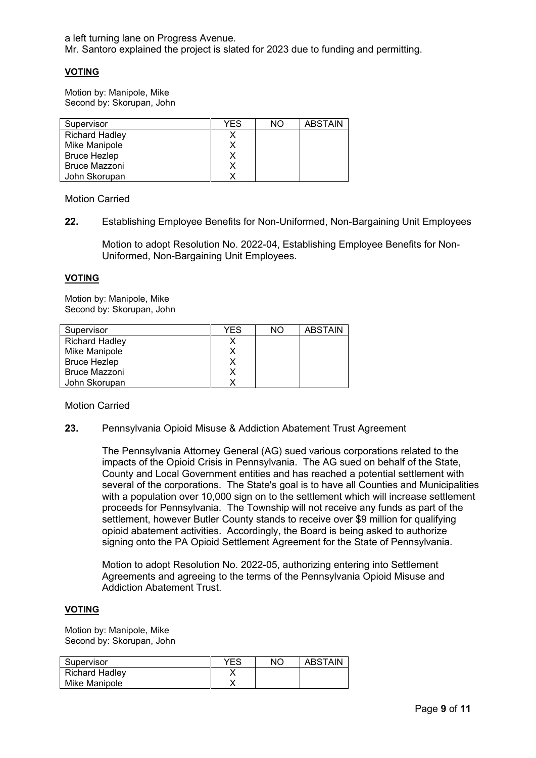a left turning lane on Progress Avenue.
Mr. Santoro explained the project is slated for 2023 due to funding and permitting.

**VOTING**

Motion by: Manipole, Mike
Second by: Skorupan, John

| Supervisor | YES | NO | ABSTAIN |
|---|---|---|---|
| Richard Hadley | X | | |
| Mike Manipole | X | | |
| Bruce Hezlep | X | | |
| Bruce Mazzoni | X | | |
| John Skorupan | X | | |

Motion Carried

**22.** Establishing Employee Benefits for Non-Uniformed, Non-Bargaining Unit Employees

Motion to adopt Resolution No. 2022-04, Establishing Employee Benefits for Non-Uniformed, Non-Bargaining Unit Employees.

**VOTING**

Motion by: Manipole, Mike
Second by: Skorupan, John

| Supervisor | YES | NO | ABSTAIN |
|---|---|---|---|
| Richard Hadley | X | | |
| Mike Manipole | X | | |
| Bruce Hezlep | X | | |
| Bruce Mazzoni | X | | |
| John Skorupan | X | | |

Motion Carried

**23.** Pennsylvania Opioid Misuse & Addiction Abatement Trust Agreement

The Pennsylvania Attorney General (AG) sued various corporations related to the impacts of the Opioid Crisis in Pennsylvania. The AG sued on behalf of the State, County and Local Government entities and has reached a potential settlement with several of the corporations. The State's goal is to have all Counties and Municipalities with a population over 10,000 sign on to the settlement which will increase settlement proceeds for Pennsylvania. The Township will not receive any funds as part of the settlement, however Butler County stands to receive over $9 million for qualifying opioid abatement activities. Accordingly, the Board is being asked to authorize signing onto the PA Opioid Settlement Agreement for the State of Pennsylvania.

Motion to adopt Resolution No. 2022-05, authorizing entering into Settlement Agreements and agreeing to the terms of the Pennsylvania Opioid Misuse and Addiction Abatement Trust.

**VOTING**

Motion by: Manipole, Mike
Second by: Skorupan, John

| Supervisor | YES | NO | ABSTAIN |
|---|---|---|---|
| Richard Hadley | X | | |
| Mike Manipole | X | | |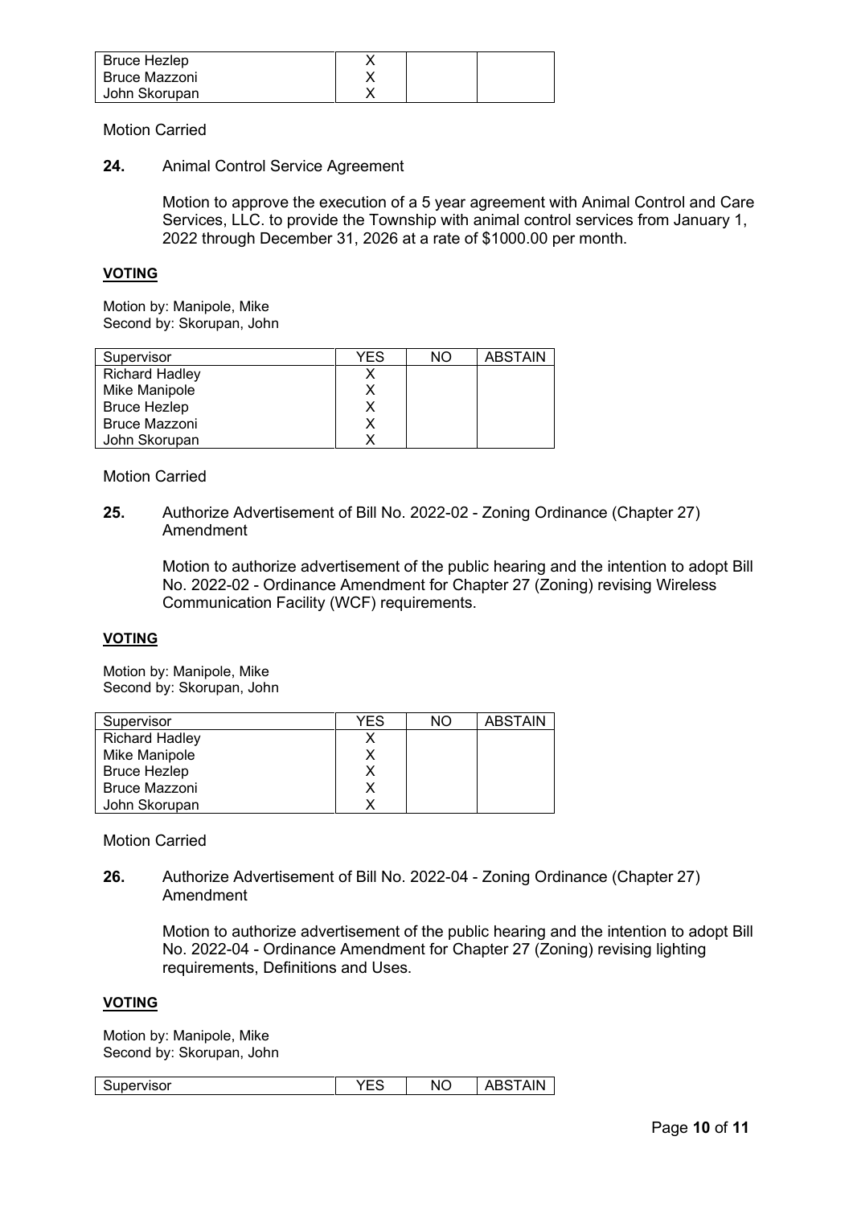| | | | |
|---|---|---|---|
| Bruce Hezlep | X | | |
| Bruce Mazzoni | X | | |
| John Skorupan | X | | |

Motion Carried

**24.** Animal Control Service Agreement

Motion to approve the execution of a 5 year agreement with Animal Control and Care Services, LLC. to provide the Township with animal control services from January 1, 2022 through December 31, 2026 at a rate of $1000.00 per month.

**VOTING**

Motion by: Manipole, Mike
Second by: Skorupan, John

| Supervisor | YES | NO | ABSTAIN |
|---|---|---|---|
| Richard Hadley | X | | |
| Mike Manipole | X | | |
| Bruce Hezlep | X | | |
| Bruce Mazzoni | X | | |
| John Skorupan | X | | |

Motion Carried

**25.** Authorize Advertisement of Bill No. 2022-02 - Zoning Ordinance (Chapter 27) Amendment

Motion to authorize advertisement of the public hearing and the intention to adopt Bill No. 2022-02 - Ordinance Amendment for Chapter 27 (Zoning) revising Wireless Communication Facility (WCF) requirements.

**VOTING**

Motion by: Manipole, Mike
Second by: Skorupan, John

| Supervisor | YES | NO | ABSTAIN |
|---|---|---|---|
| Richard Hadley | X | | |
| Mike Manipole | X | | |
| Bruce Hezlep | X | | |
| Bruce Mazzoni | X | | |
| John Skorupan | X | | |

Motion Carried

**26.** Authorize Advertisement of Bill No. 2022-04 - Zoning Ordinance (Chapter 27) Amendment

Motion to authorize advertisement of the public hearing and the intention to adopt Bill No. 2022-04 - Ordinance Amendment for Chapter 27 (Zoning) revising lighting requirements, Definitions and Uses.

**VOTING**

Motion by: Manipole, Mike
Second by: Skorupan, John

| Supervisor | YES | NO | ABSTAIN |
|---|---|---|---|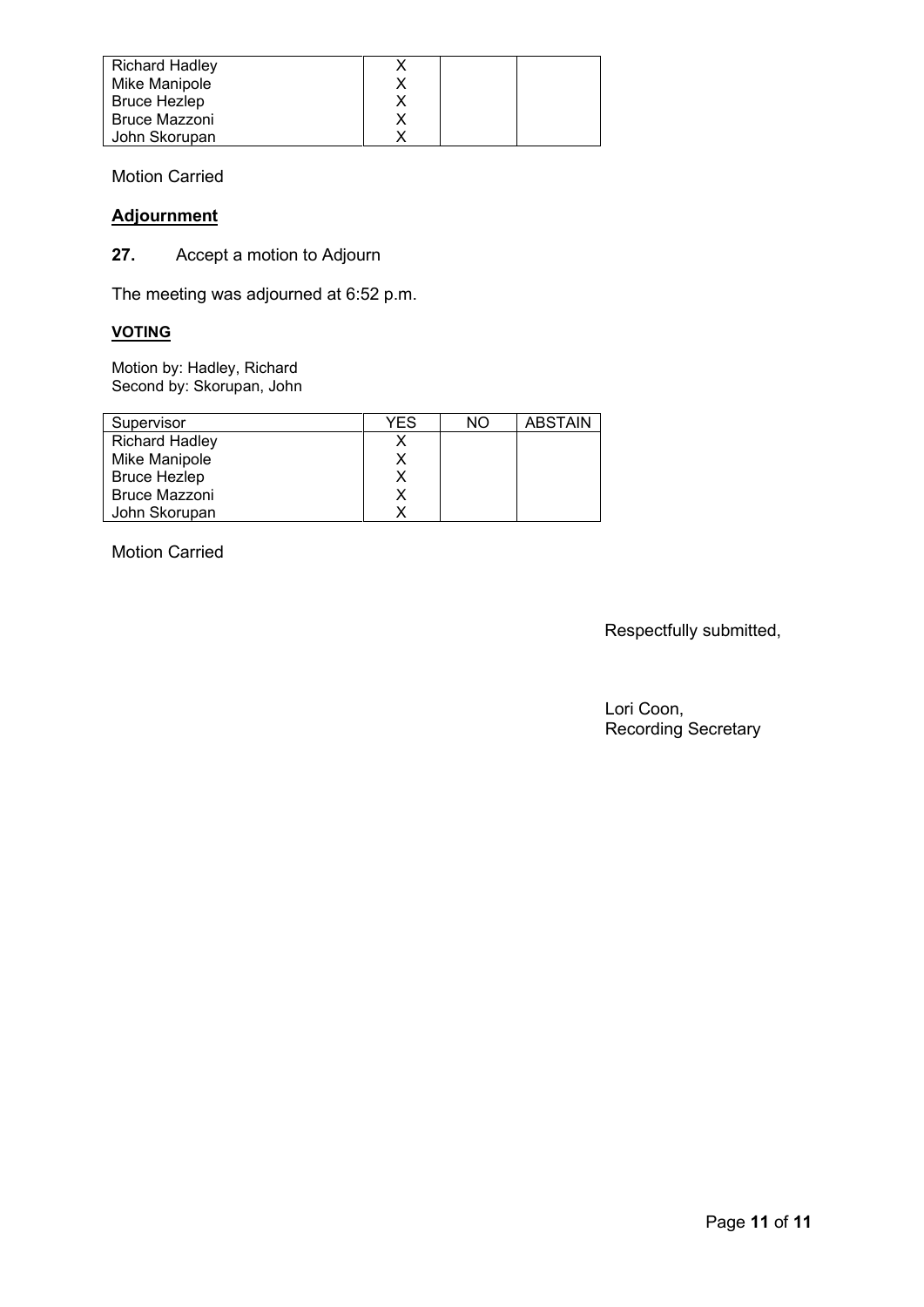| | | | |
|---|---|---|---|
| Richard Hadley | X | | |
| Mike Manipole | X | | |
| Bruce Hezlep | X | | |
| Bruce Mazzoni | X | | |
| John Skorupan | X | | |

Motion Carried

## **Adjournment**

**27.** Accept a motion to Adjourn

The meeting was adjourned at 6:52 p.m.

**VOTING**

Motion by: Hadley, Richard
Second by: Skorupan, John

| Supervisor | YES | NO | ABSTAIN |
|---|---|---|---|
| Richard Hadley | X | | |
| Mike Manipole | X | | |
| Bruce Hezlep | X | | |
| Bruce Mazzoni | X | | |
| John Skorupan | X | | |

Motion Carried

Respectfully submitted,

Lori Coon,
Recording Secretary